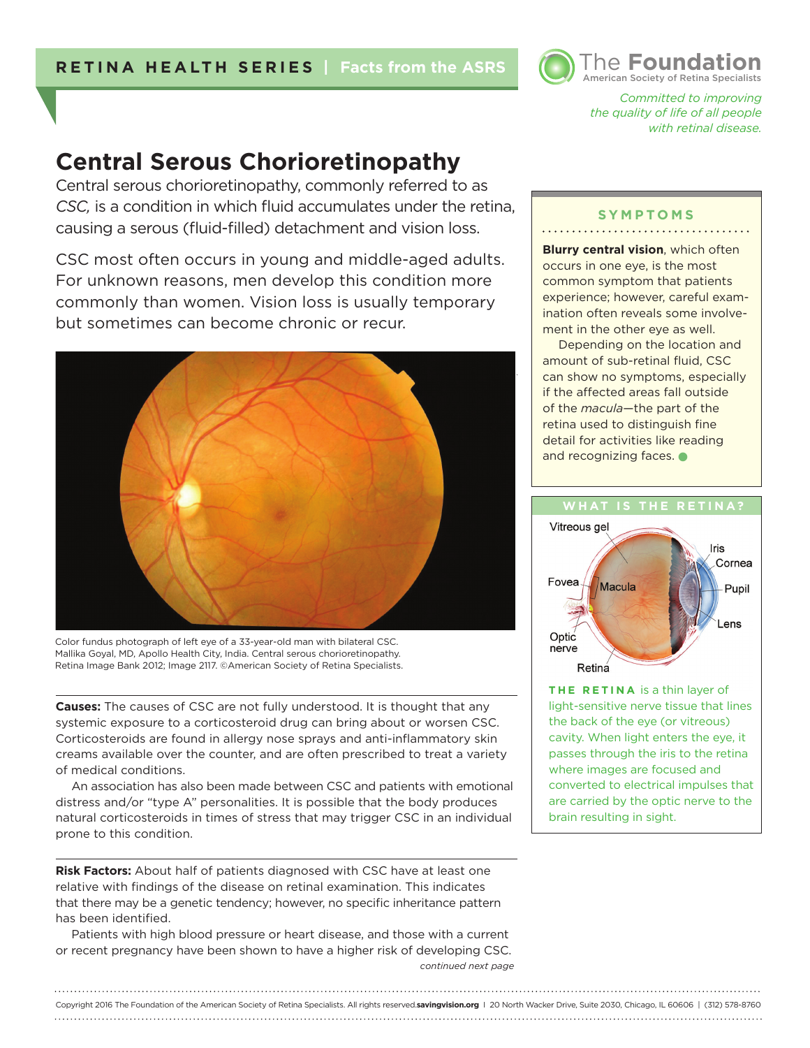RETINA HEALTH SERIES | Facts from the ASRS

The Foundation
American Society of Retina Specialists

*Committed to improving the quality of life of all people with retinal disease.*

# Central Serous Chorioretinopathy

Central serous chorioretinopathy, commonly referred to as *CSC,* is a condition in which fluid accumulates under the retina, causing a serous (fluid-filled) detachment and vision loss.

CSC most often occurs in young and middle-aged adults. For unknown reasons, men develop this condition more commonly than women. Vision loss is usually temporary but sometimes can become chronic or recur.

Color fundus photograph of left eye of a 33-year-old man with bilateral CSC. Mallika Goyal, MD, Apollo Health City, India. Central serous chorioretinopathy. Retina Image Bank 2012; Image 2117. ©American Society of Retina Specialists.

**Causes:** The causes of CSC are not fully understood. It is thought that any systemic exposure to a corticosteroid drug can bring about or worsen CSC. Corticosteroids are found in allergy nose sprays and anti-inflammatory skin creams available over the counter, and are often prescribed to treat a variety of medical conditions.

An association has also been made between CSC and patients with emotional distress and/or "type A" personalities. It is possible that the body produces natural corticosteroids in times of stress that may trigger CSC in an individual prone to this condition.

**Risk Factors:** About half of patients diagnosed with CSC have at least one relative with findings of the disease on retinal examination. This indicates that there may be a genetic tendency; however, no specific inheritance pattern has been identified.

Patients with high blood pressure or heart disease, and those with a current or recent pregnancy have been shown to have a higher risk of developing CSC.

*continued next page*

## SYMPTOMS

**Blurry central vision**, which often occurs in one eye, is the most common symptom that patients experience; however, careful examination often reveals some involvement in the other eye as well.

Depending on the location and amount of sub-retinal fluid, CSC can show no symptoms, especially if the affected areas fall outside of the *macula*—the part of the retina used to distinguish fine detail for activities like reading and recognizing faces.

## WHAT IS THE RETINA?

Vitreous gel, Iris, Cornea, Fovea, Macula, Pupil, Lens, Optic nerve, Retina

**THE RETINA** is a thin layer of light-sensitive nerve tissue that lines the back of the eye (or vitreous) cavity. When light enters the eye, it passes through the iris to the retina where images are focused and converted to electrical impulses that are carried by the optic nerve to the brain resulting in sight.

Copyright 2016 The Foundation of the American Society of Retina Specialists. All rights reserved. **savingvision.org** | 20 North Wacker Drive, Suite 2030, Chicago, IL 60606 | (312) 578-8760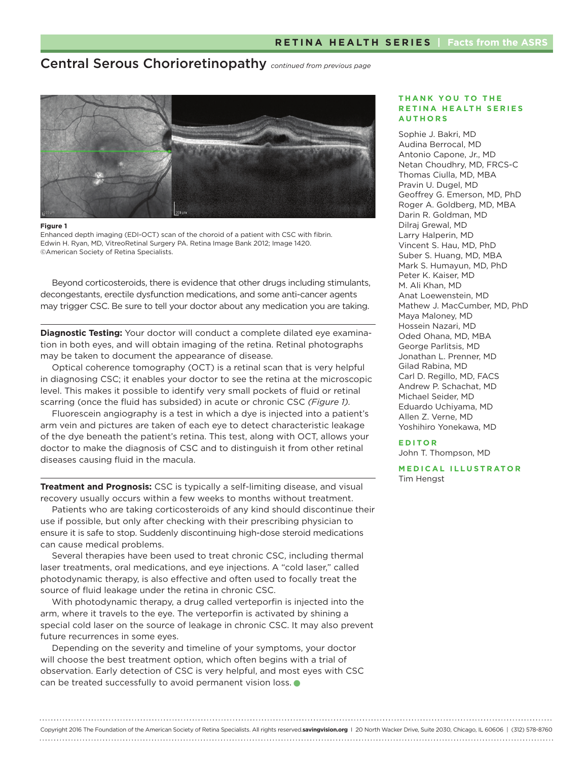# Central Serous Chorioretinopathy *continued from previous page*

**Figure 1**
Enhanced depth imaging (EDI-OCT) scan of the choroid of a patient with CSC with fibrin. Edwin H. Ryan, MD, VitreoRetinal Surgery PA. Retina Image Bank 2012; Image 1420. ©American Society of Retina Specialists.

Beyond corticosteroids, there is evidence that other drugs including stimulants, decongestants, erectile dysfunction medications, and some anti-cancer agents may trigger CSC. Be sure to tell your doctor about any medication you are taking.

**Diagnostic Testing:** Your doctor will conduct a complete dilated eye examination in both eyes, and will obtain imaging of the retina. Retinal photographs may be taken to document the appearance of disease.

Optical coherence tomography (OCT) is a retinal scan that is very helpful in diagnosing CSC; it enables your doctor to see the retina at the microscopic level. This makes it possible to identify very small pockets of fluid or retinal scarring (once the fluid has subsided) in acute or chronic CSC *(Figure 1)*.

Fluorescein angiography is a test in which a dye is injected into a patient's arm vein and pictures are taken of each eye to detect characteristic leakage of the dye beneath the patient's retina. This test, along with OCT, allows your doctor to make the diagnosis of CSC and to distinguish it from other retinal diseases causing fluid in the macula.

**Treatment and Prognosis:** CSC is typically a self-limiting disease, and visual recovery usually occurs within a few weeks to months without treatment.

Patients who are taking corticosteroids of any kind should discontinue their use if possible, but only after checking with their prescribing physician to ensure it is safe to stop. Suddenly discontinuing high-dose steroid medications can cause medical problems.

Several therapies have been used to treat chronic CSC, including thermal laser treatments, oral medications, and eye injections. A "cold laser," called photodynamic therapy, is also effective and often used to focally treat the source of fluid leakage under the retina in chronic CSC.

With photodynamic therapy, a drug called verteporfin is injected into the arm, where it travels to the eye. The verteporfin is activated by shining a special cold laser on the source of leakage in chronic CSC. It may also prevent future recurrences in some eyes.

Depending on the severity and timeline of your symptoms, your doctor will choose the best treatment option, which often begins with a trial of observation. Early detection of CSC is very helpful, and most eyes with CSC can be treated successfully to avoid permanent vision loss.

### THANK YOU TO THE RETINA HEALTH SERIES AUTHORS

Sophie J. Bakri, MD
Audina Berrocal, MD
Antonio Capone, Jr., MD
Netan Choudhry, MD, FRCS-C
Thomas Ciulla, MD, MBA
Pravin U. Dugel, MD
Geoffrey G. Emerson, MD, PhD
Roger A. Goldberg, MD, MBA
Darin R. Goldman, MD
Dilraj Grewal, MD
Larry Halperin, MD
Vincent S. Hau, MD, PhD
Suber S. Huang, MD, MBA
Mark S. Humayun, MD, PhD
Peter K. Kaiser, MD
M. Ali Khan, MD
Anat Loewenstein, MD
Mathew J. MacCumber, MD, PhD
Maya Maloney, MD
Hossein Nazari, MD
Oded Ohana, MD, MBA
George Parlitsis, MD
Jonathan L. Prenner, MD
Gilad Rabina, MD
Carl D. Regillo, MD, FACS
Andrew P. Schachat, MD
Michael Seider, MD
Eduardo Uchiyama, MD
Allen Z. Verne, MD
Yoshihiro Yonekawa, MD

### EDITOR

John T. Thompson, MD

### MEDICAL ILLUSTRATOR

Tim Hengst

Copyright 2016 The Foundation of the American Society of Retina Specialists. All rights reserved. savingvision.org | 20 North Wacker Drive, Suite 2030, Chicago, IL 60606 | (312) 578-8760